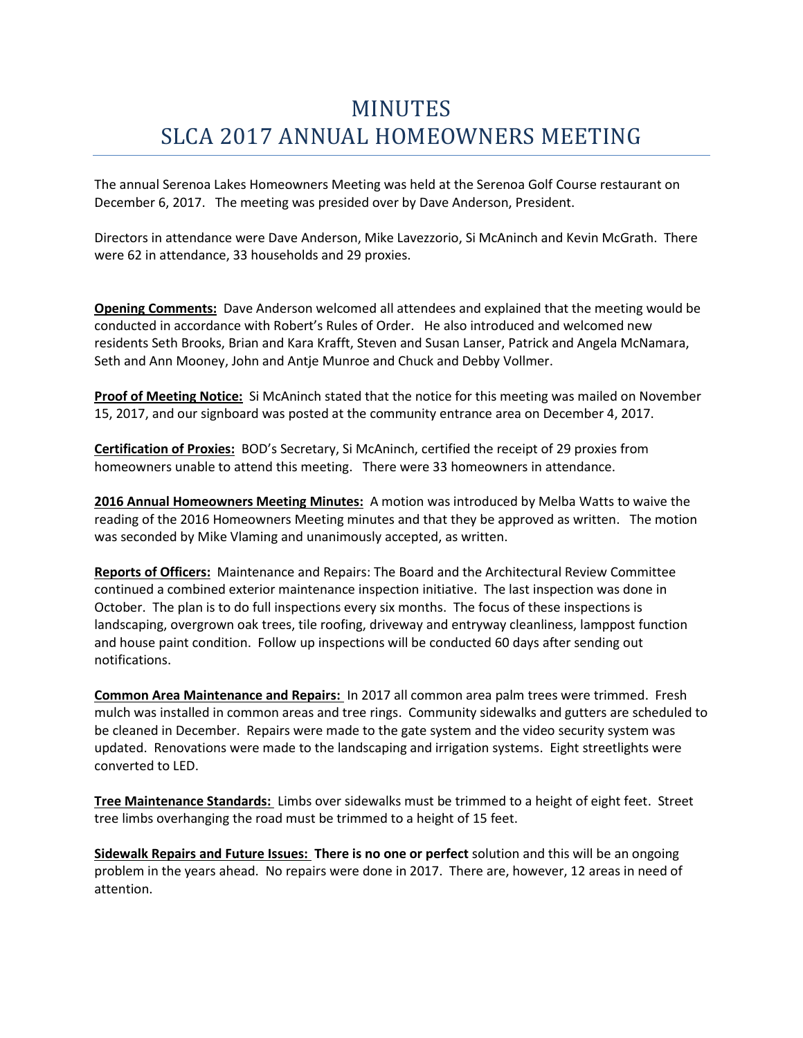# MINUTES
# SLCA 2017 ANNUAL HOMEOWNERS MEETING

The annual Serenoa Lakes Homeowners Meeting was held at the Serenoa Golf Course restaurant on December 6, 2017. The meeting was presided over by Dave Anderson, President.

Directors in attendance were Dave Anderson, Mike Lavezzorio, Si McAninch and Kevin McGrath. There were 62 in attendance, 33 households and 29 proxies.

**Opening Comments:** Dave Anderson welcomed all attendees and explained that the meeting would be conducted in accordance with Robert's Rules of Order. He also introduced and welcomed new residents Seth Brooks, Brian and Kara Krafft, Steven and Susan Lanser, Patrick and Angela McNamara, Seth and Ann Mooney, John and Antje Munroe and Chuck and Debby Vollmer.

**Proof of Meeting Notice:** Si McAninch stated that the notice for this meeting was mailed on November 15, 2017, and our signboard was posted at the community entrance area on December 4, 2017.

**Certification of Proxies:** BOD's Secretary, Si McAninch, certified the receipt of 29 proxies from homeowners unable to attend this meeting. There were 33 homeowners in attendance.

**2016 Annual Homeowners Meeting Minutes:** A motion was introduced by Melba Watts to waive the reading of the 2016 Homeowners Meeting minutes and that they be approved as written. The motion was seconded by Mike Vlaming and unanimously accepted, as written.

**Reports of Officers:** Maintenance and Repairs: The Board and the Architectural Review Committee continued a combined exterior maintenance inspection initiative. The last inspection was done in October. The plan is to do full inspections every six months. The focus of these inspections is landscaping, overgrown oak trees, tile roofing, driveway and entryway cleanliness, lamppost function and house paint condition. Follow up inspections will be conducted 60 days after sending out notifications.

**Common Area Maintenance and Repairs:** In 2017 all common area palm trees were trimmed. Fresh mulch was installed in common areas and tree rings. Community sidewalks and gutters are scheduled to be cleaned in December. Repairs were made to the gate system and the video security system was updated. Renovations were made to the landscaping and irrigation systems. Eight streetlights were converted to LED.

**Tree Maintenance Standards:** Limbs over sidewalks must be trimmed to a height of eight feet. Street tree limbs overhanging the road must be trimmed to a height of 15 feet.

**Sidewalk Repairs and Future Issues:** **There is no one or perfect** solution and this will be an ongoing problem in the years ahead. No repairs were done in 2017. There are, however, 12 areas in need of attention.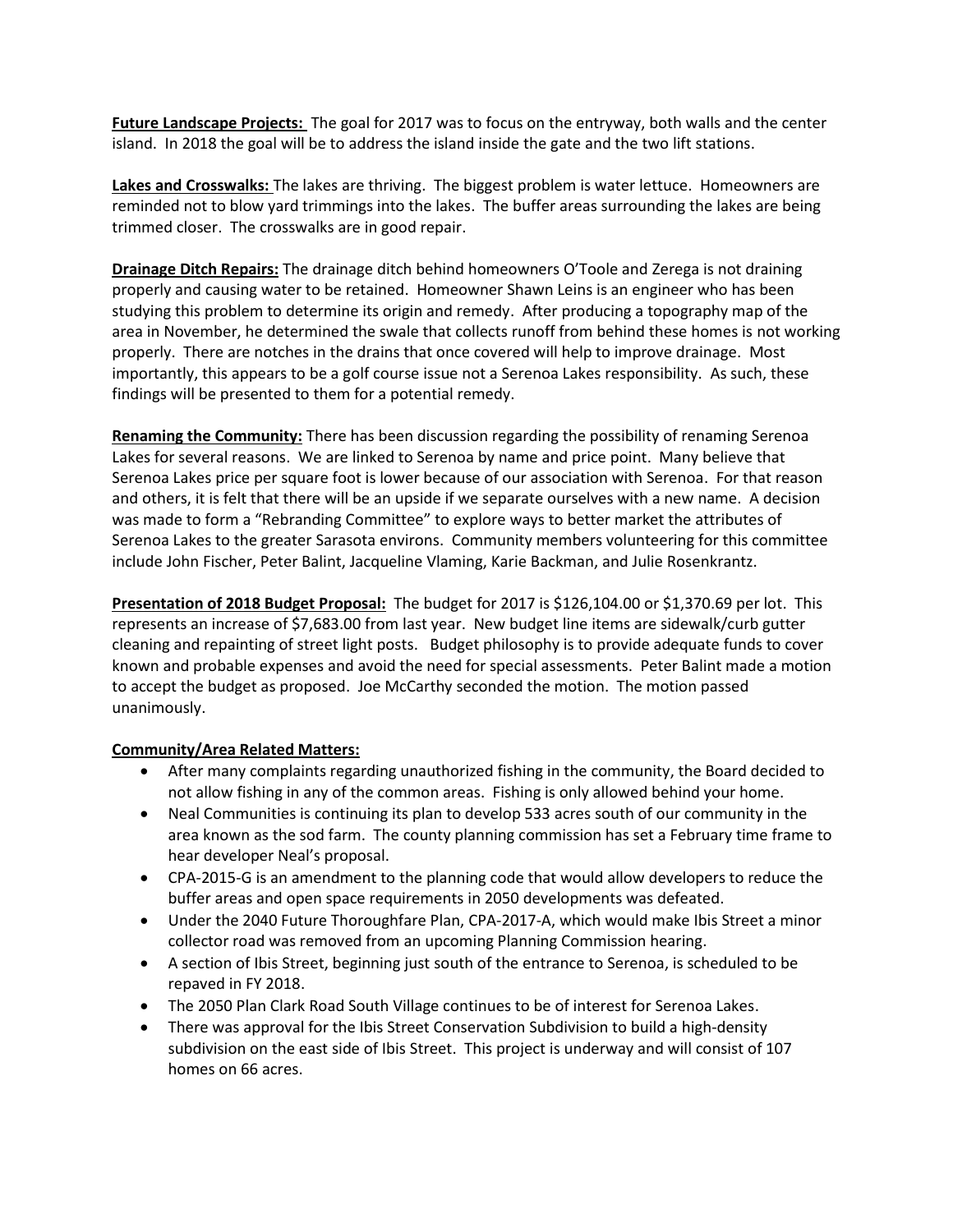**Future Landscape Projects:** The goal for 2017 was to focus on the entryway, both walls and the center island. In 2018 the goal will be to address the island inside the gate and the two lift stations.

**Lakes and Crosswalks:** The lakes are thriving. The biggest problem is water lettuce. Homeowners are reminded not to blow yard trimmings into the lakes. The buffer areas surrounding the lakes are being trimmed closer. The crosswalks are in good repair.

**Drainage Ditch Repairs:** The drainage ditch behind homeowners O'Toole and Zerega is not draining properly and causing water to be retained. Homeowner Shawn Leins is an engineer who has been studying this problem to determine its origin and remedy. After producing a topography map of the area in November, he determined the swale that collects runoff from behind these homes is not working properly. There are notches in the drains that once covered will help to improve drainage. Most importantly, this appears to be a golf course issue not a Serenoa Lakes responsibility. As such, these findings will be presented to them for a potential remedy.

**Renaming the Community:** There has been discussion regarding the possibility of renaming Serenoa Lakes for several reasons. We are linked to Serenoa by name and price point. Many believe that Serenoa Lakes price per square foot is lower because of our association with Serenoa. For that reason and others, it is felt that there will be an upside if we separate ourselves with a new name. A decision was made to form a "Rebranding Committee" to explore ways to better market the attributes of Serenoa Lakes to the greater Sarasota environs. Community members volunteering for this committee include John Fischer, Peter Balint, Jacqueline Vlaming, Karie Backman, and Julie Rosenkrantz.

**Presentation of 2018 Budget Proposal:** The budget for 2017 is $126,104.00 or $1,370.69 per lot. This represents an increase of $7,683.00 from last year. New budget line items are sidewalk/curb gutter cleaning and repainting of street light posts. Budget philosophy is to provide adequate funds to cover known and probable expenses and avoid the need for special assessments. Peter Balint made a motion to accept the budget as proposed. Joe McCarthy seconded the motion. The motion passed unanimously.

**Community/Area Related Matters:**

- After many complaints regarding unauthorized fishing in the community, the Board decided to not allow fishing in any of the common areas. Fishing is only allowed behind your home.
- Neal Communities is continuing its plan to develop 533 acres south of our community in the area known as the sod farm. The county planning commission has set a February time frame to hear developer Neal's proposal.
- CPA-2015-G is an amendment to the planning code that would allow developers to reduce the buffer areas and open space requirements in 2050 developments was defeated.
- Under the 2040 Future Thoroughfare Plan, CPA-2017-A, which would make Ibis Street a minor collector road was removed from an upcoming Planning Commission hearing.
- A section of Ibis Street, beginning just south of the entrance to Serenoa, is scheduled to be repaved in FY 2018.
- The 2050 Plan Clark Road South Village continues to be of interest for Serenoa Lakes.
- There was approval for the Ibis Street Conservation Subdivision to build a high-density subdivision on the east side of Ibis Street. This project is underway and will consist of 107 homes on 66 acres.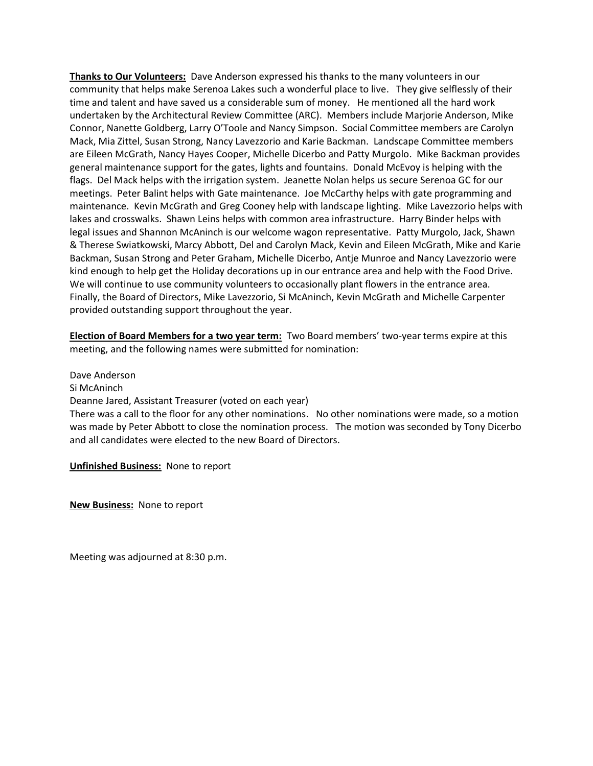**Thanks to Our Volunteers:** Dave Anderson expressed his thanks to the many volunteers in our community that helps make Serenoa Lakes such a wonderful place to live. They give selflessly of their time and talent and have saved us a considerable sum of money. He mentioned all the hard work undertaken by the Architectural Review Committee (ARC). Members include Marjorie Anderson, Mike Connor, Nanette Goldberg, Larry O'Toole and Nancy Simpson. Social Committee members are Carolyn Mack, Mia Zittel, Susan Strong, Nancy Lavezzorio and Karie Backman. Landscape Committee members are Eileen McGrath, Nancy Hayes Cooper, Michelle Dicerbo and Patty Murgolo. Mike Backman provides general maintenance support for the gates, lights and fountains. Donald McEvoy is helping with the flags. Del Mack helps with the irrigation system. Jeanette Nolan helps us secure Serenoa GC for our meetings. Peter Balint helps with Gate maintenance. Joe McCarthy helps with gate programming and maintenance. Kevin McGrath and Greg Cooney help with landscape lighting. Mike Lavezzorio helps with lakes and crosswalks. Shawn Leins helps with common area infrastructure. Harry Binder helps with legal issues and Shannon McAninch is our welcome wagon representative. Patty Murgolo, Jack, Shawn & Therese Swiatkowski, Marcy Abbott, Del and Carolyn Mack, Kevin and Eileen McGrath, Mike and Karie Backman, Susan Strong and Peter Graham, Michelle Dicerbo, Antje Munroe and Nancy Lavezzorio were kind enough to help get the Holiday decorations up in our entrance area and help with the Food Drive. We will continue to use community volunteers to occasionally plant flowers in the entrance area. Finally, the Board of Directors, Mike Lavezzorio, Si McAninch, Kevin McGrath and Michelle Carpenter provided outstanding support throughout the year.

**Election of Board Members for a two year term:** Two Board members' two-year terms expire at this meeting, and the following names were submitted for nomination:

Dave Anderson
Si McAninch
Deanne Jared, Assistant Treasurer (voted on each year)
There was a call to the floor for any other nominations. No other nominations were made, so a motion was made by Peter Abbott to close the nomination process. The motion was seconded by Tony Dicerbo and all candidates were elected to the new Board of Directors.

**Unfinished Business:** None to report

**New Business:** None to report

Meeting was adjourned at 8:30 p.m.